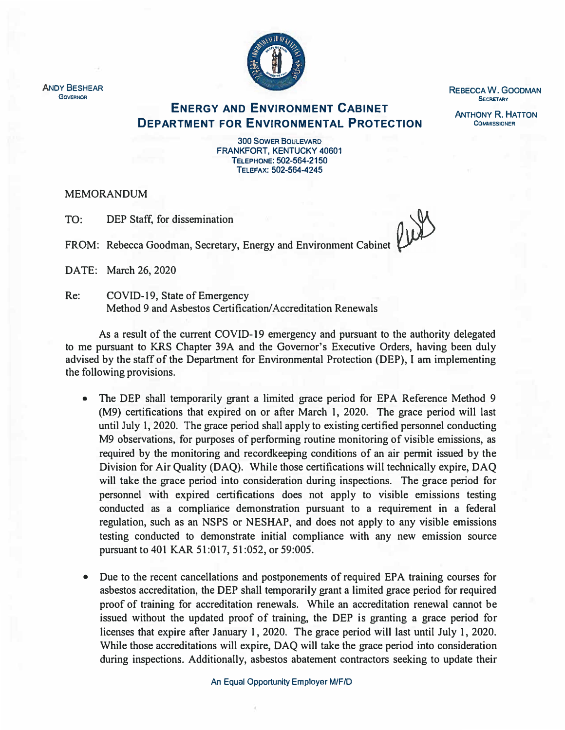ANDY BESHEAR
GOVERNOR

# ENERGY AND ENVIRONMENT CABINET
# DEPARTMENT FOR ENVIRONMENTAL PROTECTION

300 SOWER BOULEVARD
FRANKFORT, KENTUCKY 40601
TELEPHONE: 502-564-2150
TELEFAX: 502-564-4245

REBECCA W. GOODMAN
SECRETARY

ANTHONY R. HATTON
COMMISSIONER

MEMORANDUM

TO: DEP Staff, for dissemination

FROM: Rebecca Goodman, Secretary, Energy and Environment Cabinet

DATE: March 26, 2020

Re: COVID-19, State of Emergency
Method 9 and Asbestos Certification/Accreditation Renewals

As a result of the current COVID-19 emergency and pursuant to the authority delegated to me pursuant to KRS Chapter 39A and the Governor's Executive Orders, having been duly advised by the staff of the Department for Environmental Protection (DEP), I am implementing the following provisions.

- The DEP shall temporarily grant a limited grace period for EPA Reference Method 9 (M9) certifications that expired on or after March 1, 2020. The grace period will last until July 1, 2020. The grace period shall apply to existing certified personnel conducting M9 observations, for purposes of performing routine monitoring of visible emissions, as required by the monitoring and recordkeeping conditions of an air permit issued by the Division for Air Quality (DAQ). While those certifications will technically expire, DAQ will take the grace period into consideration during inspections. The grace period for personnel with expired certifications does not apply to visible emissions testing conducted as a compliance demonstration pursuant to a requirement in a federal regulation, such as an NSPS or NESHAP, and does not apply to any visible emissions testing conducted to demonstrate initial compliance with any new emission source pursuant to 401 KAR 51:017, 51:052, or 59:005.

- Due to the recent cancellations and postponements of required EPA training courses for asbestos accreditation, the DEP shall temporarily grant a limited grace period for required proof of training for accreditation renewals. While an accreditation renewal cannot be issued without the updated proof of training, the DEP is granting a grace period for licenses that expire after January 1, 2020. The grace period will last until July 1, 2020. While those accreditations will expire, DAQ will take the grace period into consideration during inspections. Additionally, asbestos abatement contractors seeking to update their

An Equal Opportunity Employer M/F/D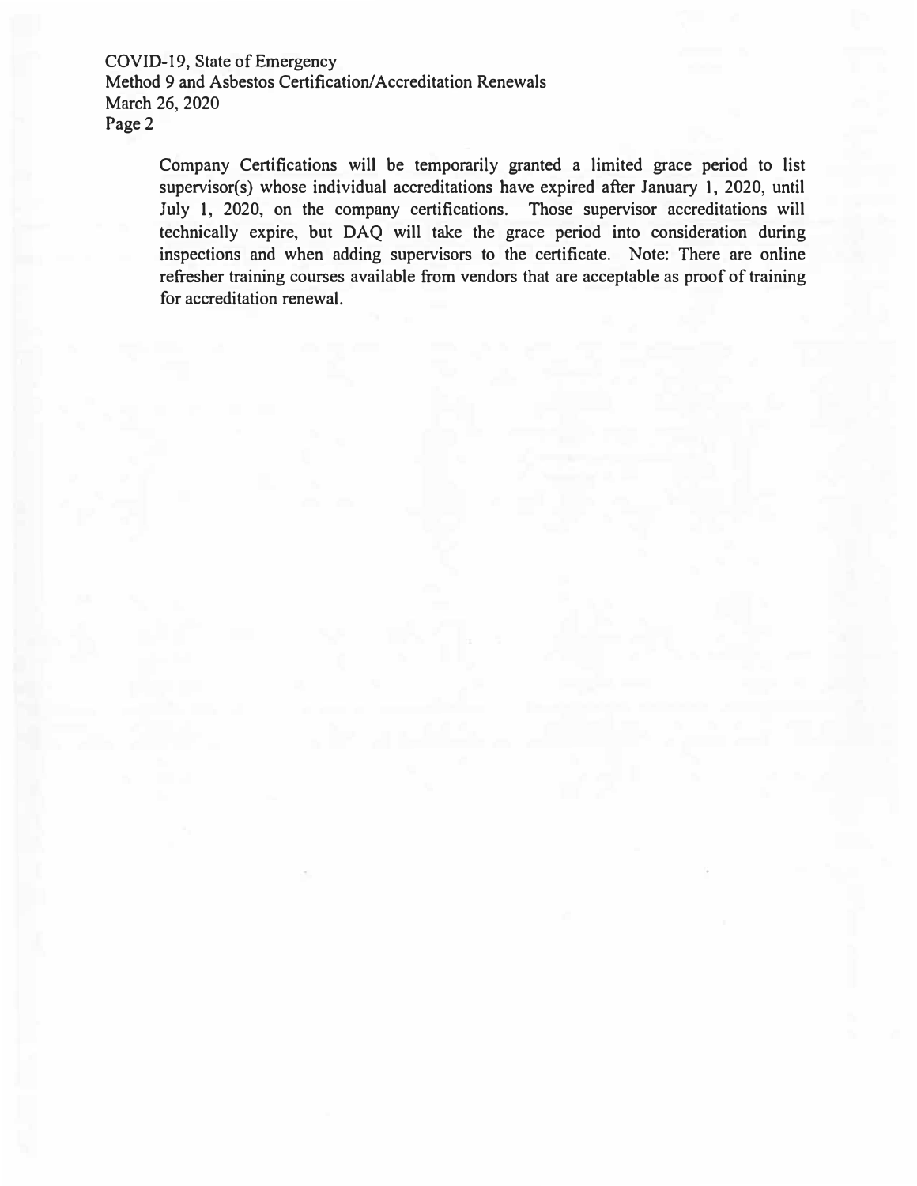Company Certifications will be temporarily granted a limited grace period to list supervisor(s) whose individual accreditations have expired after January 1, 2020, until July 1, 2020, on the company certifications. Those supervisor accreditations will technically expire, but DAQ will take the grace period into consideration during inspections and when adding supervisors to the certificate. Note: There are online refresher training courses available from vendors that are acceptable as proof of training for accreditation renewal.